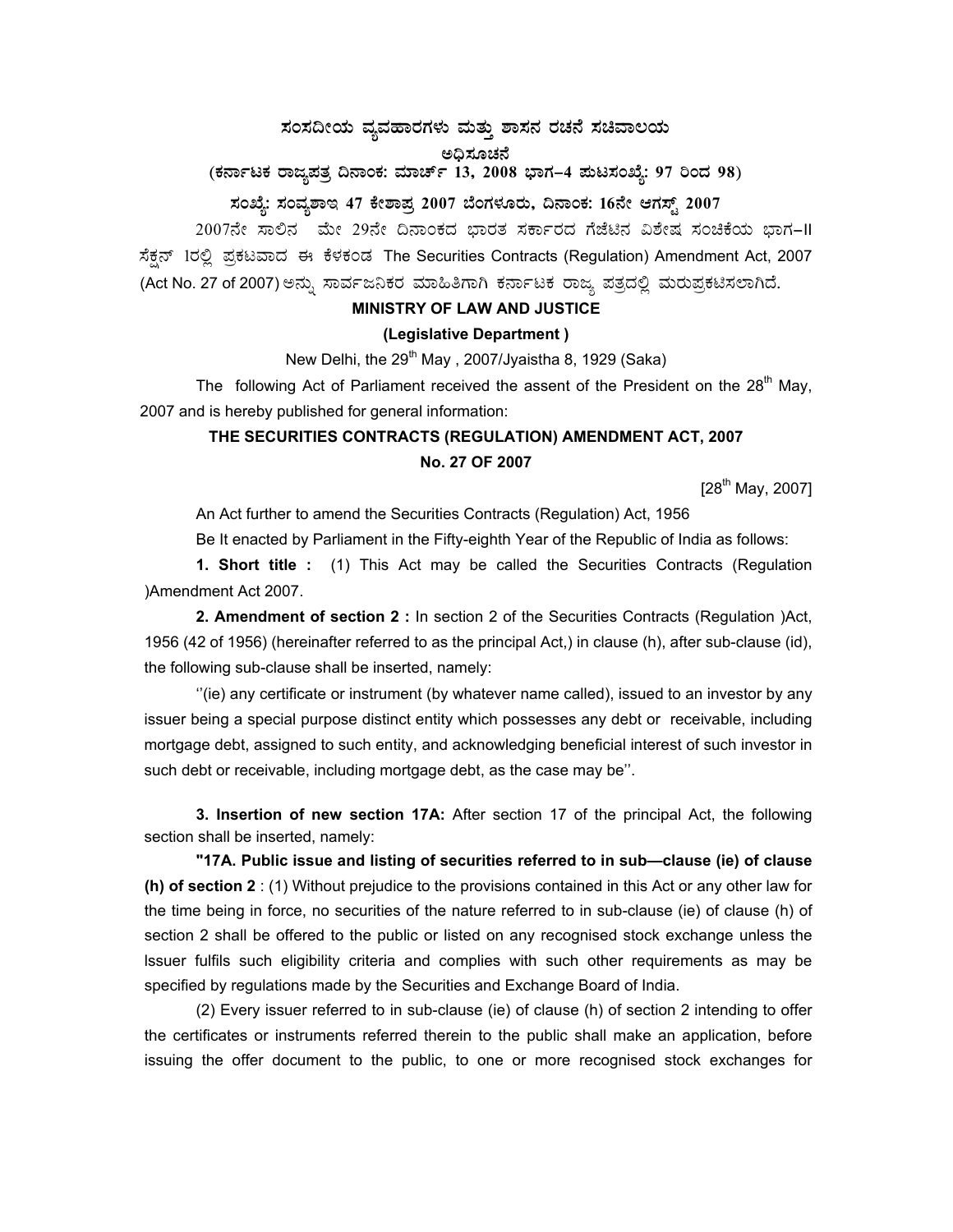# ಸಂಸದೀಯ ವ್ಯವಹಾರಗಳು ಮತ್ತು ಶಾಸನ ರಚನೆ ಸಚಿವಾಲಯ

**ಅಧಿಸೂಚನೆ**

**(ಕರ್ನಾಟಕ ರಾಜ್ಯಪತ್ರ ದಿನಾಂಕ: ಮಾರ್ಚ್ 13, 2008 ಭಾಗ–4 ಪುಟಸಂಖ್ಯೆ: 97 ರಿಂದ 98)**

**ಸಂಖ್ಯೆ: ಸಂವ್ಯಶಾಇ 47 ಕೇಶಾಪ್ರ 2007 ಬೆಂಗಳೂರು, ದಿನಾಂಕ: 16ನೇ ಆಗಸ್ಟ್ 2007**

2007ನೇ ಸಾಲಿನ ಮೇ 29ನೇ ದಿನಾಂಕದ ಭಾರತ ಸರ್ಕಾರದ ಗೆಜೆಟಿನ ವಿಶೇಷ ಸಂಚಿಕೆಯ ಭಾಗ–II ಸೆಕ್ಷನ್ 1ರಲ್ಲಿ ಪ್ರಕಟವಾದ ಈ ಕೆಳಕಂಡ The Securities Contracts (Regulation) Amendment Act, 2007 (Act No. 27 of 2007) ಅನ್ನು ಸಾರ್ವಜನಿಕರ ಮಾಹಿತಿಗಾಗಿ ಕರ್ನಾಟಕ ರಾಜ್ಯ ಪತ್ರದಲ್ಲಿ ಮರುಪ್ರಕಟಿಸಲಾಗಿದೆ.

**MINISTRY OF LAW AND JUSTICE**

**(Legislative Department )**

New Delhi, the 29th May , 2007/Jyaistha 8, 1929 (Saka)

The following Act of Parliament received the assent of the President on the 28th May, 2007 and is hereby published for general information:

## THE SECURITIES CONTRACTS (REGULATION) AMENDMENT ACT, 2007

**No. 27 OF 2007**

[28th May, 2007]

An Act further to amend the Securities Contracts (Regulation) Act, 1956

Be It enacted by Parliament in the Fifty-eighth Year of the Republic of India as follows:

**1. Short title :** (1) This Act may be called the Securities Contracts (Regulation )Amendment Act 2007.

**2. Amendment of section 2 :** In section 2 of the Securities Contracts (Regulation )Act, 1956 (42 of 1956) (hereinafter referred to as the principal Act,) in clause (h), after sub-clause (id), the following sub-clause shall be inserted, namely:

''(ie) any certificate or instrument (by whatever name called), issued to an investor by any issuer being a special purpose distinct entity which possesses any debt or receivable, including mortgage debt, assigned to such entity, and acknowledging beneficial interest of such investor in such debt or receivable, including mortgage debt, as the case may be''.

**3. Insertion of new section 17A:** After section 17 of the principal Act, the following section shall be inserted, namely:

**"17A. Public issue and listing of securities referred to in sub—clause (ie) of clause (h) of section 2** : (1) Without prejudice to the provisions contained in this Act or any other law for the time being in force, no securities of the nature referred to in sub-clause (ie) of clause (h) of section 2 shall be offered to the public or listed on any recognised stock exchange unless the Issuer fulfils such eligibility criteria and complies with such other requirements as may be specified by regulations made by the Securities and Exchange Board of India.

(2) Every issuer referred to in sub-clause (ie) of clause (h) of section 2 intending to offer the certificates or instruments referred therein to the public shall make an application, before issuing the offer document to the public, to one or more recognised stock exchanges for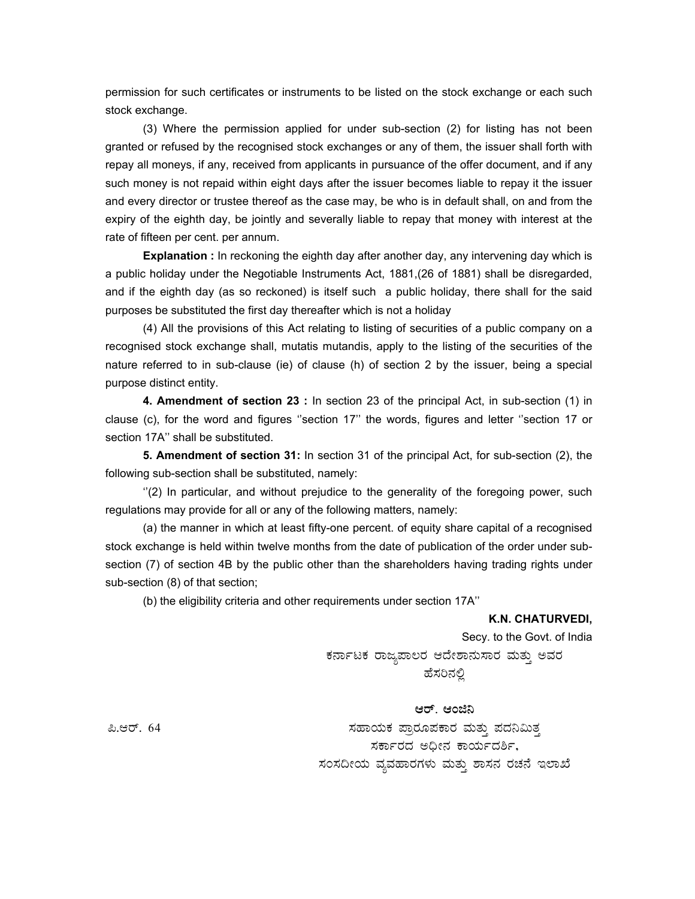permission for such certificates or instruments to be listed on the stock exchange or each such stock exchange.

(3) Where the permission applied for under sub-section (2) for listing has not been granted or refused by the recognised stock exchanges or any of them, the issuer shall forth with repay all moneys, if any, received from applicants in pursuance of the offer document, and if any such money is not repaid within eight days after the issuer becomes liable to repay it the issuer and every director or trustee thereof as the case may, be who is in default shall, on and from the expiry of the eighth day, be jointly and severally liable to repay that money with interest at the rate of fifteen per cent. per annum.

**Explanation :** In reckoning the eighth day after another day, any intervening day which is a public holiday under the Negotiable Instruments Act, 1881,(26 of 1881) shall be disregarded, and if the eighth day (as so reckoned) is itself such a public holiday, there shall for the said purposes be substituted the first day thereafter which is not a holiday

(4) All the provisions of this Act relating to listing of securities of a public company on a recognised stock exchange shall, mutatis mutandis, apply to the listing of the securities of the nature referred to in sub-clause (ie) of clause (h) of section 2 by the issuer, being a special purpose distinct entity.

**4. Amendment of section 23 :** In section 23 of the principal Act, in sub-section (1) in clause (c), for the word and figures ''section 17'' the words, figures and letter ''section 17 or section 17A'' shall be substituted.

**5. Amendment of section 31:** In section 31 of the principal Act, for sub-section (2), the following sub-section shall be substituted, namely:

''(2) In particular, and without prejudice to the generality of the foregoing power, such regulations may provide for all or any of the following matters, namely:

(a) the manner in which at least fifty-one percent. of equity share capital of a recognised stock exchange is held within twelve months from the date of publication of the order under sub-section (7) of section 4B by the public other than the shareholders having trading rights under sub-section (8) of that section;

(b) the eligibility criteria and other requirements under section 17A''

**K.N. CHATURVEDI,**
Secy. to the Govt. of India

ಕರ್ನಾಟಕ ರಾಜ್ಯಪಾಲರ ಆದೇಶಾನುಸಾರ ಮತ್ತು ಅವರ ಹೆಸರಿನಲ್ಲಿ

**ಆರ್. ಆಂಜಿನಿ**

ಸಹಾಯಕ ಪ್ರಾರೂಪಕಾರ ಮತ್ತು ಪದನಿಮಿತ್ತ
ಸರ್ಕಾರದ ಅಧೀನ ಕಾರ್ಯದರ್ಶಿ,
ಸಂಸದೀಯ ವ್ಯವಹಾರಗಳು ಮತ್ತು ಶಾಸನ ರಚನೆ ಇಲಾಖೆ

ಪಿ.ಆರ್. 64